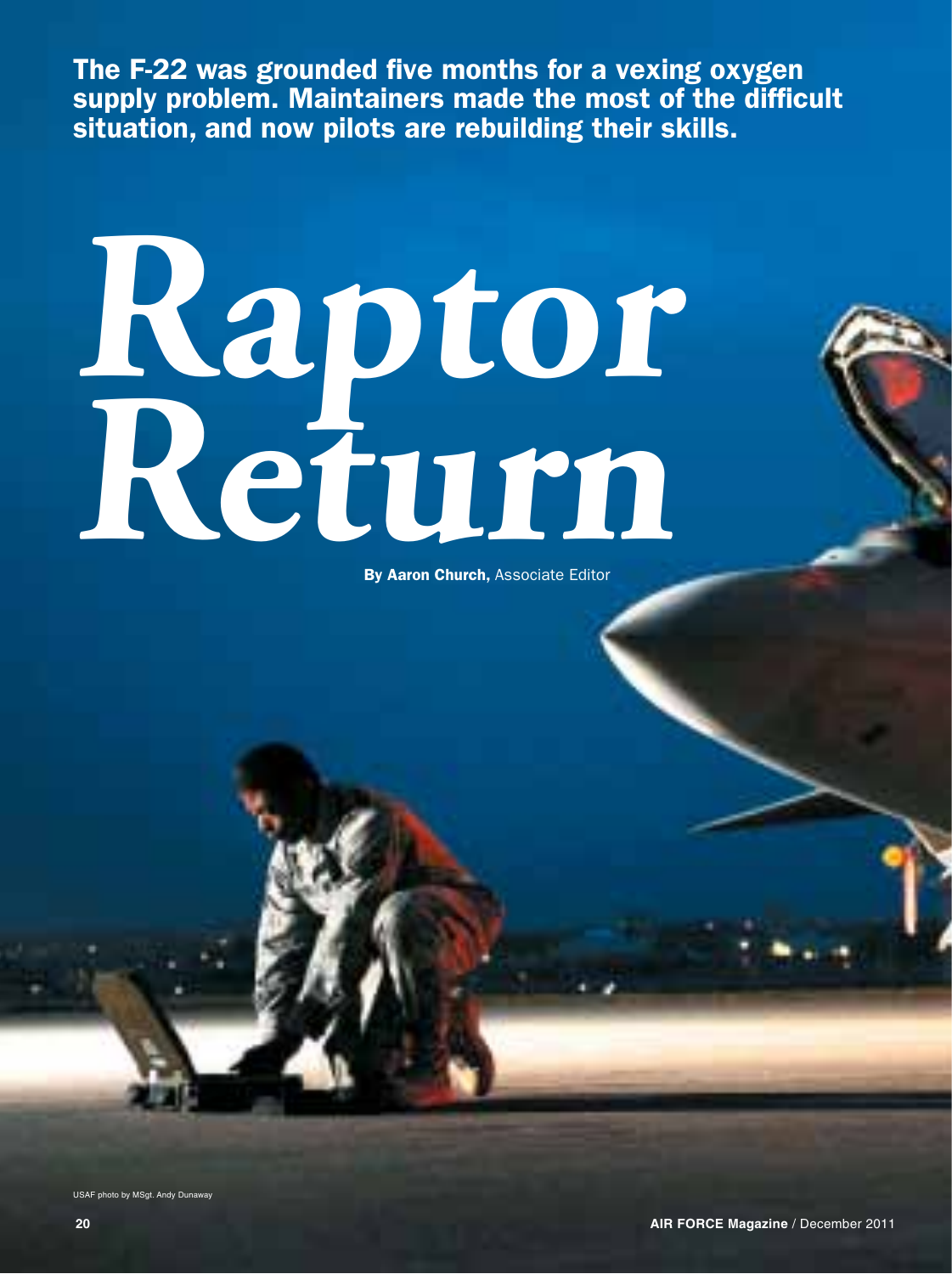The F-22 was grounded five months for a vexing oxygen supply problem. Maintainers made the most of the difficult situation, and now pilots are rebuilding their skills.

# *Raptor Return*

**By Aaron Church,** Associate Editor

USAF photo by MSgt. Andy Dunaway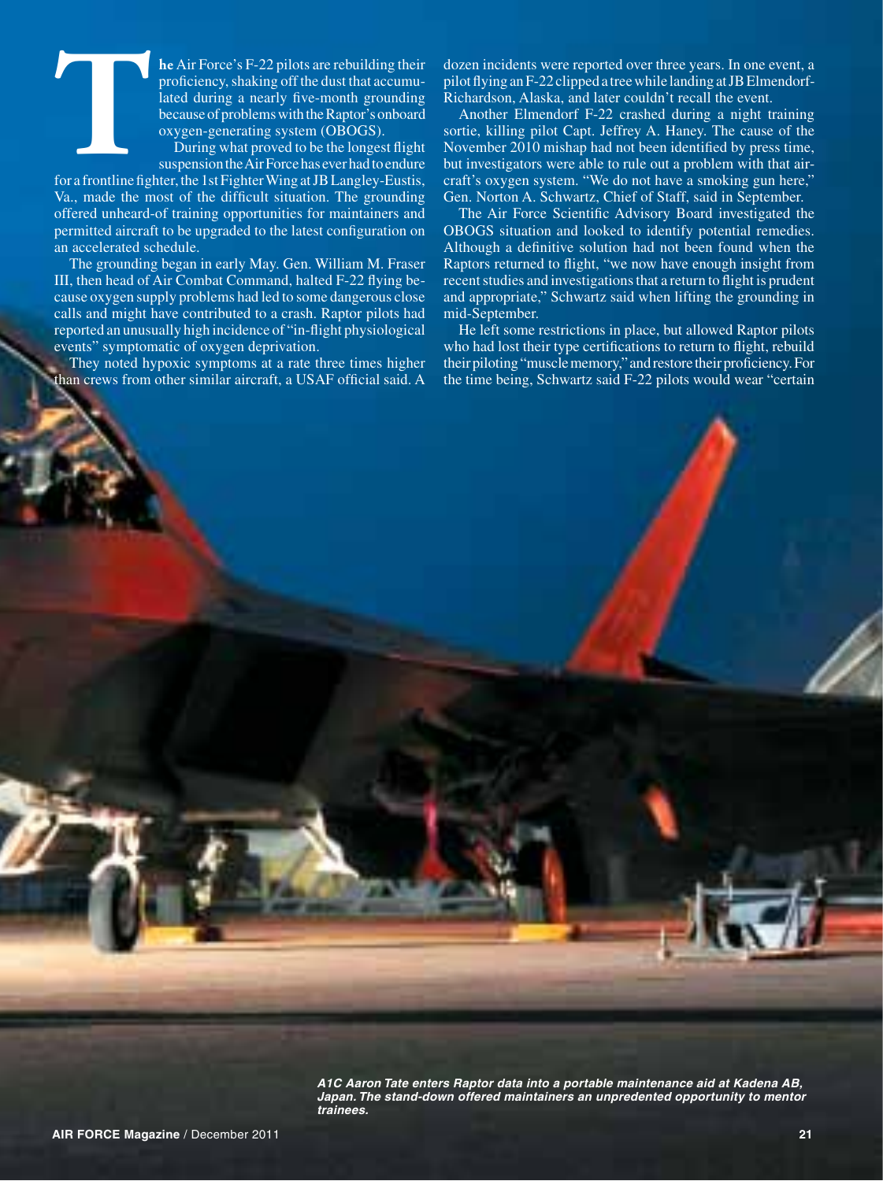The Air Force's F-22 pilots are rebuilding their proficiency, shaking off the dust that accumulated during a nearly five-month grounding because of problems with the Raptor's onboard oxygen-generating system (OBOGS).

During what proved to be the longest flight suspension the Air Force has ever had to endure for a frontline fighter, the 1st Fighter Wing at JB Langley-Eustis, Va., made the most of the difficult situation. The grounding offered unheard-of training opportunities for maintainers and permitted aircraft to be upgraded to the latest configuration on an accelerated schedule.

The grounding began in early May. Gen. William M. Fraser III, then head of Air Combat Command, halted F-22 flying because oxygen supply problems had led to some dangerous close calls and might have contributed to a crash. Raptor pilots had reported an unusually high incidence of "in-flight physiological events" symptomatic of oxygen deprivation.

They noted hypoxic symptoms at a rate three times higher than crews from other similar aircraft, a USAF official said. A dozen incidents were reported over three years. In one event, a pilot flying an F-22 clipped a tree while landing at JB Elmendorf-Richardson, Alaska, and later couldn't recall the event.

Another Elmendorf F-22 crashed during a night training sortie, killing pilot Capt. Jeffrey A. Haney. The cause of the November 2010 mishap had not been identified by press time, but investigators were able to rule out a problem with that aircraft's oxygen system. "We do not have a smoking gun here," Gen. Norton A. Schwartz, Chief of Staff, said in September.

The Air Force Scientific Advisory Board investigated the OBOGS situation and looked to identify potential remedies. Although a definitive solution had not been found when the Raptors returned to flight, "we now have enough insight from recent studies and investigations that a return to flight is prudent and appropriate," Schwartz said when lifting the grounding in mid-September.

He left some restrictions in place, but allowed Raptor pilots who had lost their type certifications to return to flight, rebuild their piloting "muscle memory," and restore their proficiency. For the time being, Schwartz said F-22 pilots would wear "certain

*A1C Aaron Tate enters Raptor data into a portable maintenance aid at Kadena AB, Japan. The stand-down offered maintainers an unpredented opportunity to mentor trainees.*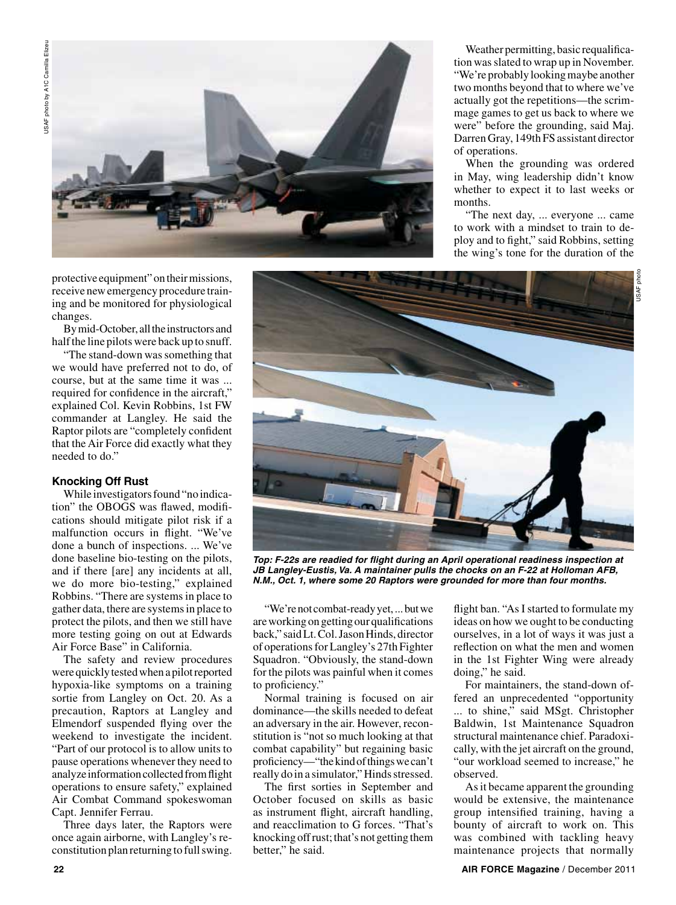protective equipment" on their missions, receive new emergency procedure training and be monitored for physiological changes.

By mid-October, all the instructors and half the line pilots were back up to snuff.

"The stand-down was something that we would have preferred not to do, of course, but at the same time it was ... required for confidence in the aircraft," explained Col. Kevin Robbins, 1st FW commander at Langley. He said the Raptor pilots are "completely confident that the Air Force did exactly what they needed to do."

### Knocking Off Rust

While investigators found "no indication" the OBOGS was flawed, modifications should mitigate pilot risk if a malfunction occurs in flight. "We've done a bunch of inspections. ... We've done baseline bio-testing on the pilots, and if there [are] any incidents at all, we do more bio-testing," explained Robbins. "There are systems in place to gather data, there are systems in place to protect the pilots, and then we still have more testing going on out at Edwards Air Force Base" in California.

The safety and review procedures were quickly tested when a pilot reported hypoxia-like symptoms on a training sortie from Langley on Oct. 20. As a precaution, Raptors at Langley and Elmendorf suspended flying over the weekend to investigate the incident. "Part of our protocol is to allow units to pause operations whenever they need to analyze information collected from flight operations to ensure safety," explained Air Combat Command spokeswoman Capt. Jennifer Ferrau.

Three days later, the Raptors were once again airborne, with Langley's reconstitution plan returning to full swing.

"We're not combat-ready yet, ... but we are working on getting our qualifications back," said Lt. Col. Jason Hinds, director of operations for Langley's 27th Fighter Squadron. "Obviously, the stand-down for the pilots was painful when it comes to proficiency."

Normal training is focused on air dominance—the skills needed to defeat an adversary in the air. However, reconstitution is "not so much looking at that combat capability" but regaining basic proficiency—"the kind of things we can't really do in a simulator," Hinds stressed.

The first sorties in September and October focused on skills as basic as instrument flight, aircraft handling, and reacclimation to G forces. "That's knocking off rust; that's not getting them better," he said.

Weather permitting, basic requalification was slated to wrap up in November. "We're probably looking maybe another two months beyond that to where we've actually got the repetitions—the scrimmage games to get us back to where we were" before the grounding, said Maj. Darren Gray, 149th FS assistant director of operations.

When the grounding was ordered in May, wing leadership didn't know whether to expect it to last weeks or months.

"The next day, ... everyone ... came to work with a mindset to train to deploy and to fight," said Robbins, setting the wing's tone for the duration of the flight ban. "As I started to formulate my ideas on how we ought to be conducting ourselves, in a lot of ways it was just a reflection on what the men and women in the 1st Fighter Wing were already doing," he said.

For maintainers, the stand-down offered an unprecedented "opportunity ... to shine," said MSgt. Christopher Baldwin, 1st Maintenance Squadron structural maintenance chief. Paradoxically, with the jet aircraft on the ground, "our workload seemed to increase," he observed.

As it became apparent the grounding would be extensive, the maintenance group intensified training, having a bounty of aircraft to work on. This was combined with tackling heavy maintenance projects that normally

USAF photo by A1C Camilla Elizeu

USAF photo

***Top: F-22s are readied for flight during an April operational readiness inspection at JB Langley-Eustis, Va. A maintainer pulls the chocks on an F-22 at Holloman AFB, N.M., Oct. 1, where some 20 Raptors were grounded for more than four months.***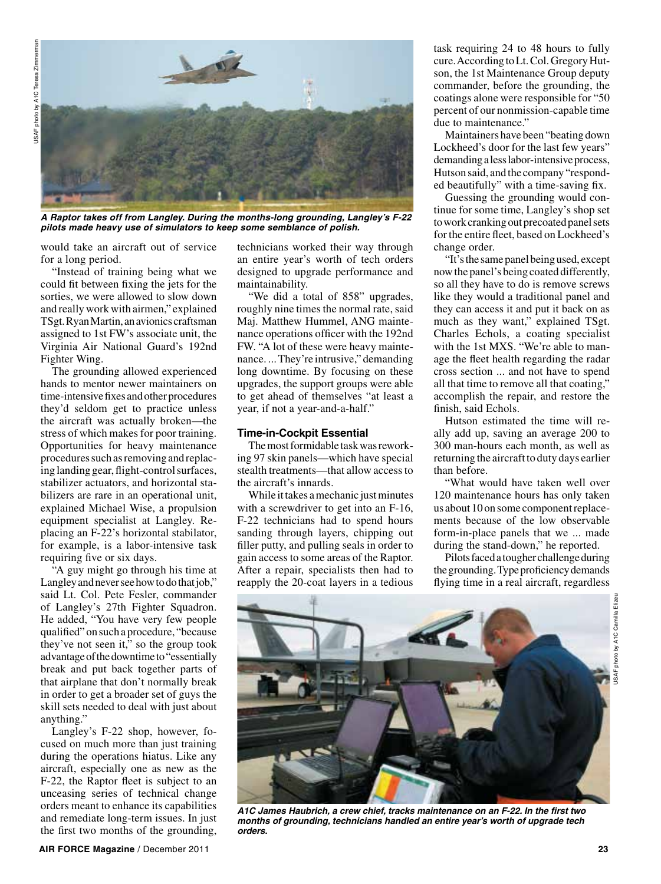*A Raptor takes off from Langley. During the months-long grounding, Langley's F-22 pilots made heavy use of simulators to keep some semblance of polish.*

would take an aircraft out of service for a long period.

"Instead of training being what we could fit between fixing the jets for the sorties, we were allowed to slow down and really work with airmen," explained TSgt. Ryan Martin, an avionics craftsman assigned to 1st FW's associate unit, the Virginia Air National Guard's 192nd Fighter Wing.

The grounding allowed experienced hands to mentor newer maintainers on time-intensive fixes and other procedures they'd seldom get to practice unless the aircraft was actually broken—the stress of which makes for poor training. Opportunities for heavy maintenance procedures such as removing and replacing landing gear, flight-control surfaces, stabilizer actuators, and horizontal stabilizers are rare in an operational unit, explained Michael Wise, a propulsion equipment specialist at Langley. Replacing an F-22's horizontal stabilator, for example, is a labor-intensive task requiring five or six days.

"A guy might go through his time at Langley and never see how to do that job," said Lt. Col. Pete Fesler, commander of Langley's 27th Fighter Squadron. He added, "You have very few people qualified" on such a procedure, "because they've not seen it," so the group took advantage of the downtime to "essentially break and put back together parts of that airplane that don't normally break in order to get a broader set of guys the skill sets needed to deal with just about anything."

Langley's F-22 shop, however, focused on much more than just training during the operations hiatus. Like any aircraft, especially one as new as the F-22, the Raptor fleet is subject to an unceasing series of technical change orders meant to enhance its capabilities and remediate long-term issues. In just the first two months of the grounding, technicians worked their way through an entire year's worth of tech orders designed to upgrade performance and maintainability.

"We did a total of 858" upgrades, roughly nine times the normal rate, said Maj. Matthew Hummel, ANG maintenance operations officer with the 192nd FW. "A lot of these were heavy maintenance. ... They're intrusive," demanding long downtime. By focusing on these upgrades, the support groups were able to get ahead of themselves "at least a year, if not a year-and-a-half."

### Time-in-Cockpit Essential

The most formidable task was reworking 97 skin panels—which have special stealth treatments—that allow access to the aircraft's innards.

While it takes a mechanic just minutes with a screwdriver to get into an F-16, F-22 technicians had to spend hours sanding through layers, chipping out filler putty, and pulling seals in order to gain access to some areas of the Raptor. After a repair, specialists then had to reapply the 20-coat layers in a tedious task requiring 24 to 48 hours to fully cure. According to Lt. Col. Gregory Hutson, the 1st Maintenance Group deputy commander, before the grounding, the coatings alone were responsible for "50 percent of our nonmission-capable time due to maintenance."

Maintainers have been "beating down Lockheed's door for the last few years" demanding a less labor-intensive process, Hutson said, and the company "responded beautifully" with a time-saving fix.

Guessing the grounding would continue for some time, Langley's shop set to work cranking out precoated panel sets for the entire fleet, based on Lockheed's change order.

"It's the same panel being used, except now the panel's being coated differently, so all they have to do is remove screws like they would a traditional panel and they can access it and put it back on as much as they want," explained TSgt. Charles Echols, a coating specialist with the 1st MXS. "We're able to manage the fleet health regarding the radar cross section ... and not have to spend all that time to remove all that coating," accomplish the repair, and restore the finish, said Echols.

Hutson estimated the time will really add up, saving an average 200 to 300 man-hours each month, as well as returning the aircraft to duty days earlier than before.

"What would have taken well over 120 maintenance hours has only taken us about 10 on some component replacements because of the low observable form-in-place panels that we ... made during the stand-down," he reported.

Pilots faced a tougher challenge during the grounding. Type proficiency demands flying time in a real aircraft, regardless

*A1C James Haubrich, a crew chief, tracks maintenance on an F-22. In the first two months of grounding, technicians handled an entire year's worth of upgrade tech orders.*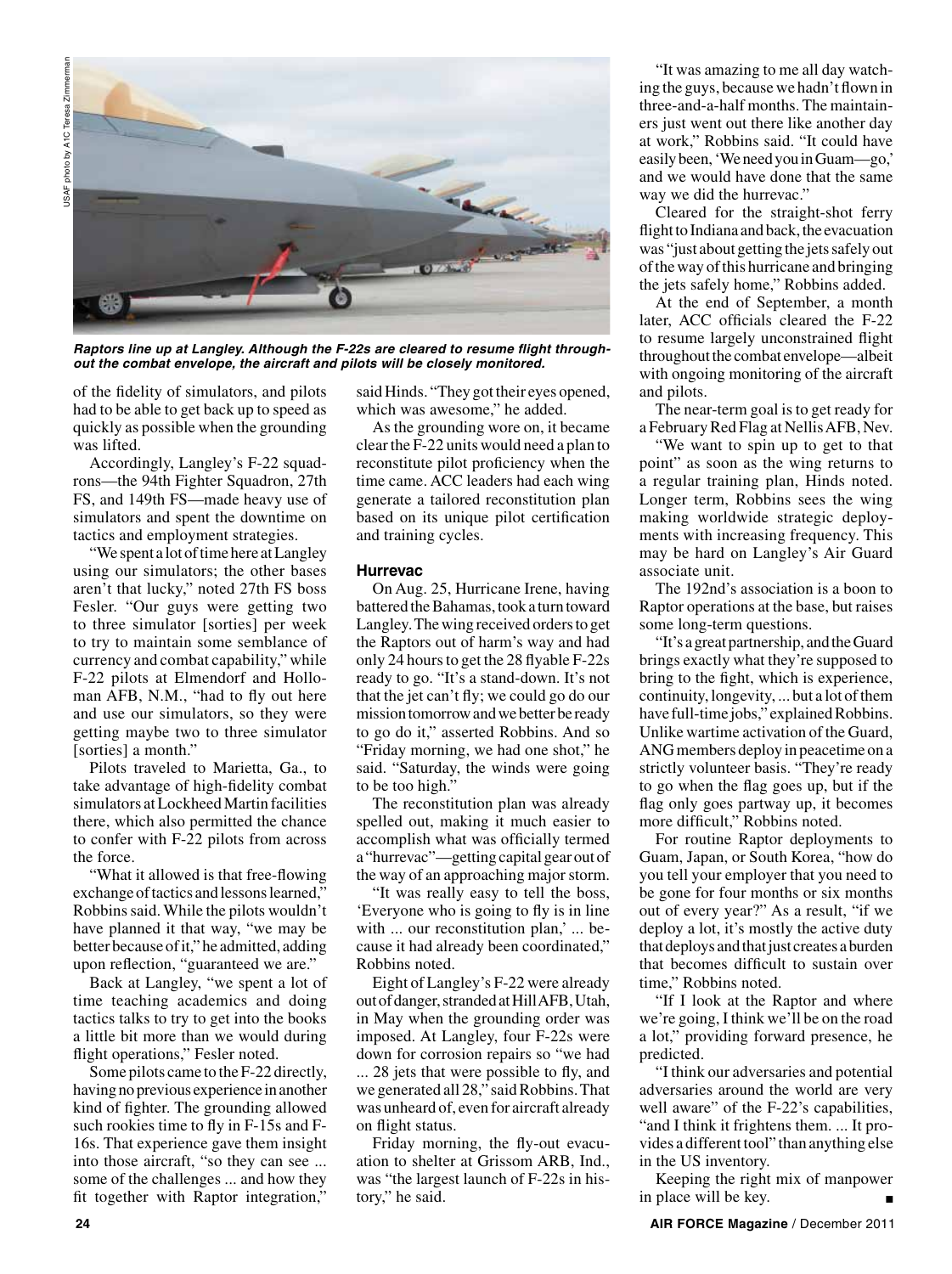USAF photo by A1C Teresa Zimmerman

*Raptors line up at Langley. Although the F-22s are cleared to resume flight throughout the combat envelope, the aircraft and pilots will be closely monitored.*

of the fidelity of simulators, and pilots had to be able to get back up to speed as quickly as possible when the grounding was lifted.

Accordingly, Langley's F-22 squadrons—the 94th Fighter Squadron, 27th FS, and 149th FS—made heavy use of simulators and spent the downtime on tactics and employment strategies.

"We spent a lot of time here at Langley using our simulators; the other bases aren't that lucky," noted 27th FS boss Fesler. "Our guys were getting two to three simulator [sorties] per week to try to maintain some semblance of currency and combat capability," while F-22 pilots at Elmendorf and Holloman AFB, N.M., "had to fly out here and use our simulators, so they were getting maybe two to three simulator [sorties] a month."

Pilots traveled to Marietta, Ga., to take advantage of high-fidelity combat simulators at Lockheed Martin facilities there, which also permitted the chance to confer with F-22 pilots from across the force.

"What it allowed is that free-flowing exchange of tactics and lessons learned," Robbins said. While the pilots wouldn't have planned it that way, "we may be better because of it," he admitted, adding upon reflection, "guaranteed we are."

Back at Langley, "we spent a lot of time teaching academics and doing tactics talks to try to get into the books a little bit more than we would during flight operations," Fesler noted.

Some pilots came to the F-22 directly, having no previous experience in another kind of fighter. The grounding allowed such rookies time to fly in F-15s and F-16s. That experience gave them insight into those aircraft, "so they can see ... some of the challenges ... and how they fit together with Raptor integration," said Hinds. "They got their eyes opened, which was awesome," he added.

As the grounding wore on, it became clear the F-22 units would need a plan to reconstitute pilot proficiency when the time came. ACC leaders had each wing generate a tailored reconstitution plan based on its unique pilot certification and training cycles.

### Hurrevac

On Aug. 25, Hurricane Irene, having battered the Bahamas, took a turn toward Langley. The wing received orders to get the Raptors out of harm's way and had only 24 hours to get the 28 flyable F-22s ready to go. "It's a stand-down. It's not that the jet can't fly; we could go do our mission tomorrow and we better be ready to go do it," asserted Robbins. And so "Friday morning, we had one shot," he said. "Saturday, the winds were going to be too high."

The reconstitution plan was already spelled out, making it much easier to accomplish what was officially termed a "hurrevac"—getting capital gear out of the way of an approaching major storm.

"It was really easy to tell the boss, 'Everyone who is going to fly is in line with ... our reconstitution plan,' ... because it had already been coordinated," Robbins noted.

Eight of Langley's F-22 were already out of danger, stranded at Hill AFB, Utah, in May when the grounding order was imposed. At Langley, four F-22s were down for corrosion repairs so "we had ... 28 jets that were possible to fly, and we generated all 28," said Robbins. That was unheard of, even for aircraft already on flight status.

Friday morning, the fly-out evacuation to shelter at Grissom ARB, Ind., was "the largest launch of F-22s in history," he said.

"It was amazing to me all day watching the guys, because we hadn't flown in three-and-a-half months. The maintainers just went out there like another day at work," Robbins said. "It could have easily been, 'We need you in Guam—go,' and we would have done that the same way we did the hurrevac."

Cleared for the straight-shot ferry flight to Indiana and back, the evacuation was "just about getting the jets safely out of the way of this hurricane and bringing the jets safely home," Robbins added.

At the end of September, a month later, ACC officials cleared the F-22 to resume largely unconstrained flight throughout the combat envelope—albeit with ongoing monitoring of the aircraft and pilots.

The near-term goal is to get ready for a February Red Flag at Nellis AFB, Nev.

"We want to spin up to get to that point" as soon as the wing returns to a regular training plan, Hinds noted. Longer term, Robbins sees the wing making worldwide strategic deployments with increasing frequency. This may be hard on Langley's Air Guard associate unit.

The 192nd's association is a boon to Raptor operations at the base, but raises some long-term questions.

"It's a great partnership, and the Guard brings exactly what they're supposed to bring to the fight, which is experience, continuity, longevity, ... but a lot of them have full-time jobs," explained Robbins. Unlike wartime activation of the Guard, ANG members deploy in peacetime on a strictly volunteer basis. "They're ready to go when the flag goes up, but if the flag only goes partway up, it becomes more difficult," Robbins noted.

For routine Raptor deployments to Guam, Japan, or South Korea, "how do you tell your employer that you need to be gone for four months or six months out of every year?" As a result, "if we deploy a lot, it's mostly the active duty that deploys and that just creates a burden that becomes difficult to sustain over time," Robbins noted.

"If I look at the Raptor and where we're going, I think we'll be on the road a lot," providing forward presence, he predicted.

"I think our adversaries and potential adversaries around the world are very well aware" of the F-22's capabilities, "and I think it frightens them. ... It provides a different tool" than anything else in the US inventory.

Keeping the right mix of manpower in place will be key. ■